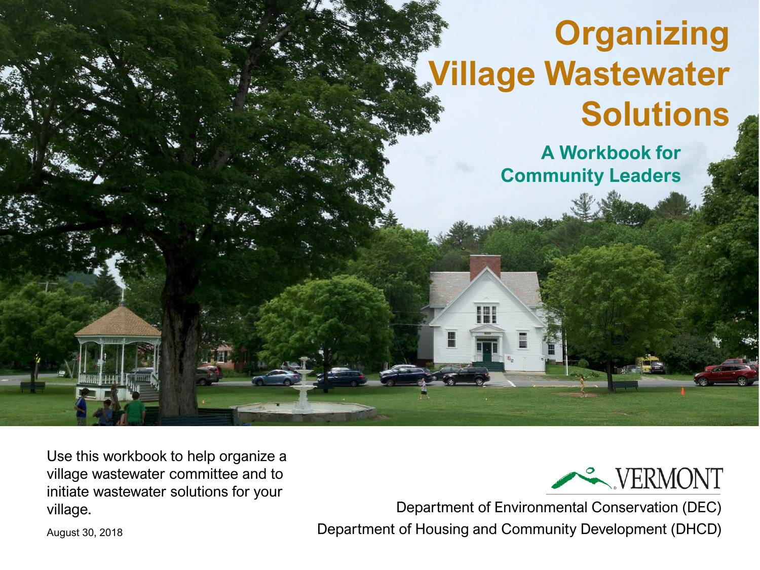# Organizing Village Wastewater Solutions

## A Workbook for Community Leaders

Use this workbook to help organize a village wastewater committee and to initiate wastewater solutions for your village.

August 30, 2018

VERMONT

Department of Environmental Conservation (DEC)

Department of Housing and Community Development (DHCD)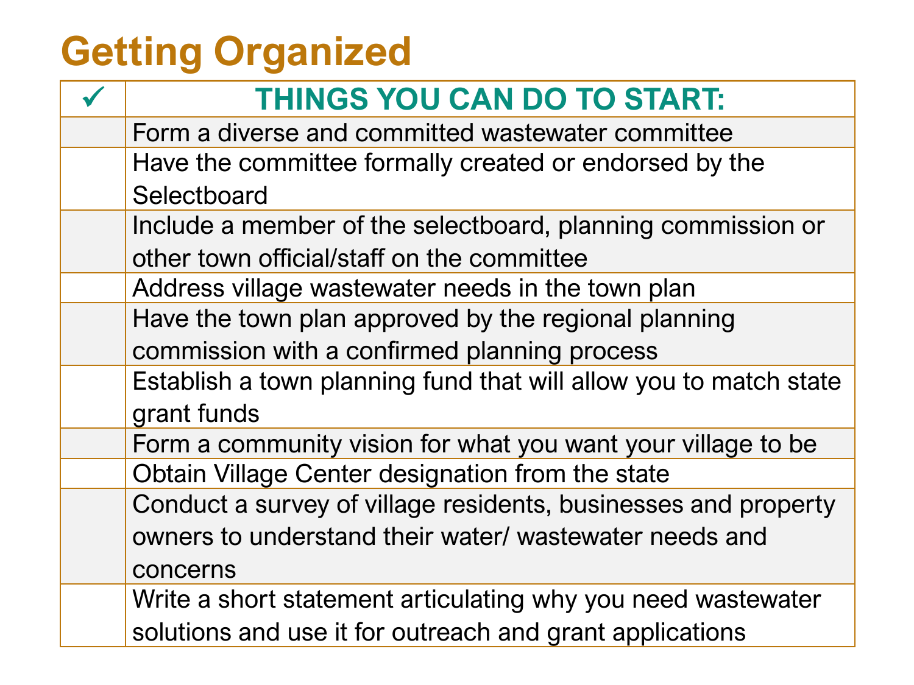# Getting Organized

| ✓ | THINGS YOU CAN DO TO START: |
|---|---|
| | Form a diverse and committed wastewater committee |
| | Have the committee formally created or endorsed by the Selectboard |
| | Include a member of the selectboard, planning commission or other town official/staff on the committee |
| | Address village wastewater needs in the town plan |
| | Have the town plan approved by the regional planning commission with a confirmed planning process |
| | Establish a town planning fund that will allow you to match state grant funds |
| | Form a community vision for what you want your village to be |
| | Obtain Village Center designation from the state |
| | Conduct a survey of village residents, businesses and property owners to understand their water/ wastewater needs and concerns |
| | Write a short statement articulating why you need wastewater solutions and use it for outreach and grant applications |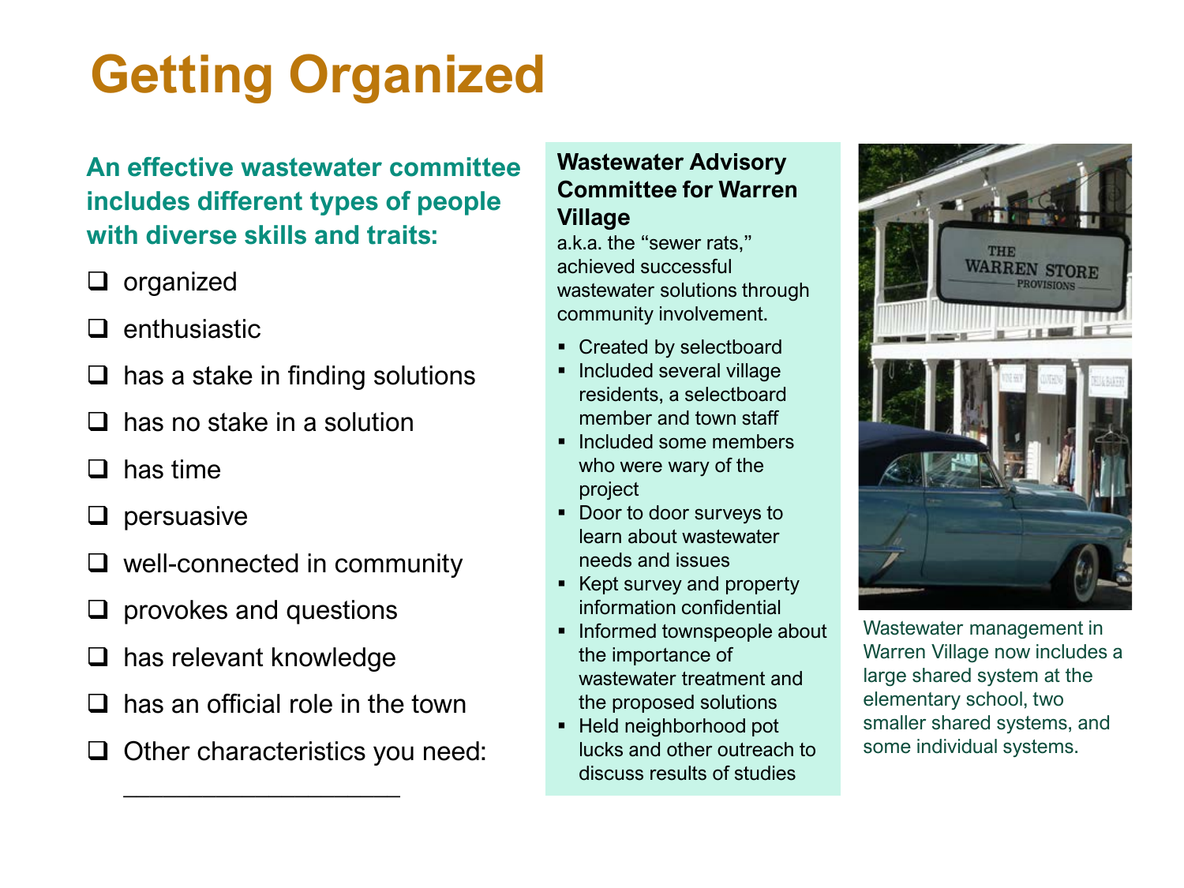# Getting Organized

**An effective wastewater committee includes different types of people with diverse skills and traits:**

- ❑ organized
- ❑ enthusiastic
- ❑ has a stake in finding solutions
- ❑ has no stake in a solution
- ❑ has time
- ❑ persuasive
- ❑ well-connected in community
- ❑ provokes and questions
- ❑ has relevant knowledge
- ❑ has an official role in the town
- ❑ Other characteristics you need: ____________________

**Wastewater Advisory Committee for Warren Village**

a.k.a. the "sewer rats," achieved successful wastewater solutions through community involvement.

- Created by selectboard
- Included several village residents, a selectboard member and town staff
- Included some members who were wary of the project
- Door to door surveys to learn about wastewater needs and issues
- Kept survey and property information confidential
- Informed townspeople about the importance of wastewater treatment and the proposed solutions
- Held neighborhood pot lucks and other outreach to discuss results of studies

Wastewater management in Warren Village now includes a large shared system at the elementary school, two smaller shared systems, and some individual systems.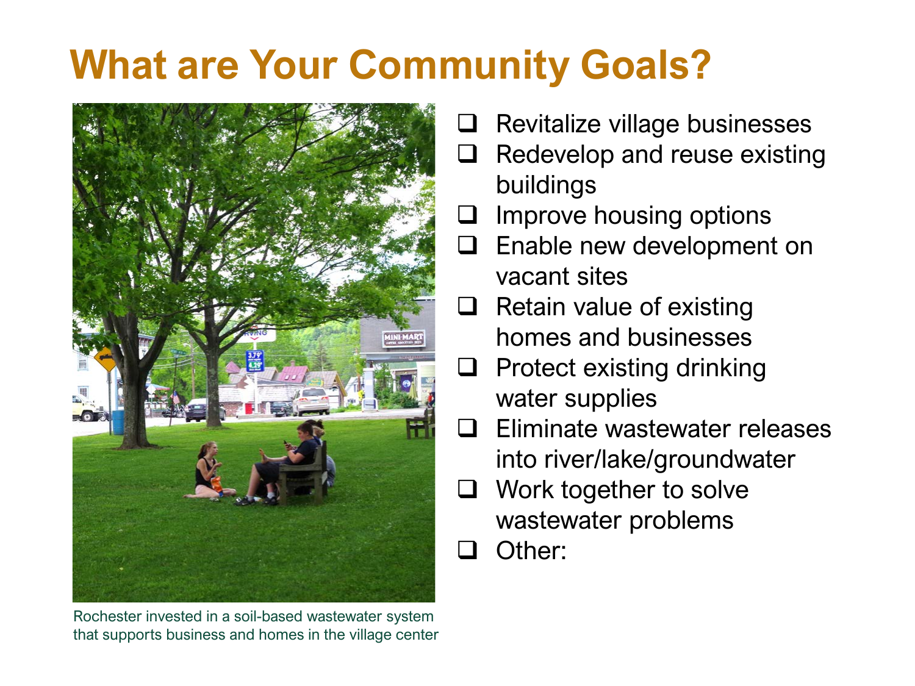# What are Your Community Goals?

Rochester invested in a soil-based wastewater system that supports business and homes in the village center

- [ ] Revitalize village businesses
- [ ] Redevelop and reuse existing buildings
- [ ] Improve housing options
- [ ] Enable new development on vacant sites
- [ ] Retain value of existing homes and businesses
- [ ] Protect existing drinking water supplies
- [ ] Eliminate wastewater releases into river/lake/groundwater
- [ ] Work together to solve wastewater problems
- [ ] Other: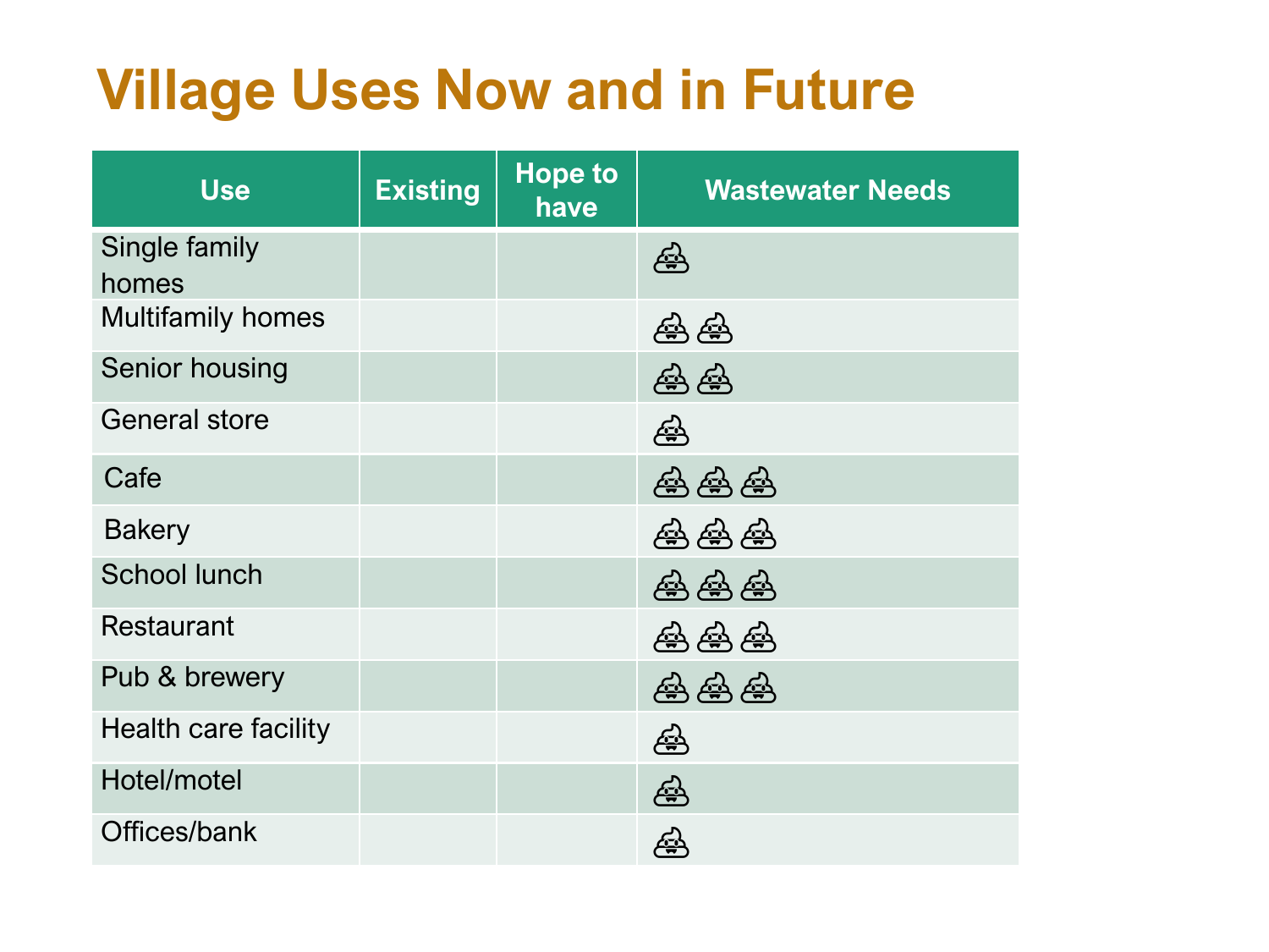# Village Uses Now and in Future

| Use | Existing | Hope to have | Wastewater Needs |
|---|---|---|---|
| Single family homes | | | 💩 |
| Multifamily homes | | | 💩💩 |
| Senior housing | | | 💩💩 |
| General store | | | 💩 |
| Cafe | | | 💩💩💩 |
| Bakery | | | 💩💩💩 |
| School lunch | | | 💩💩💩 |
| Restaurant | | | 💩💩💩 |
| Pub & brewery | | | 💩💩💩 |
| Health care facility | | | 💩 |
| Hotel/motel | | | 💩 |
| Offices/bank | | | 💩 |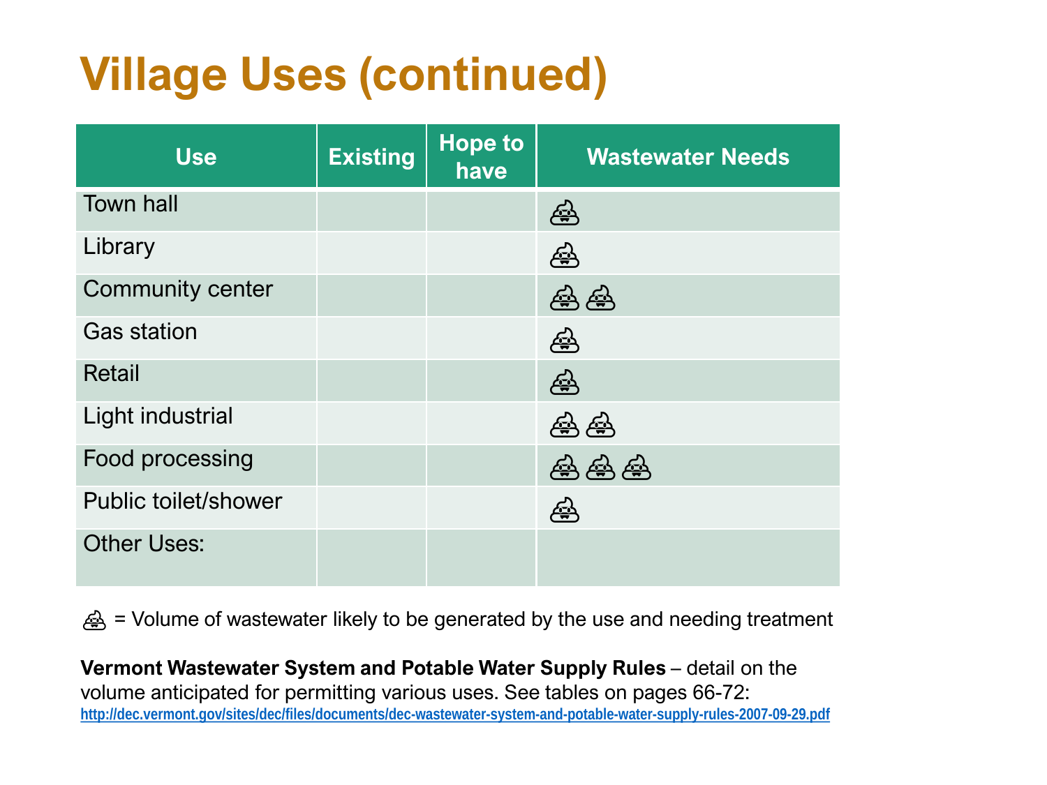# Village Uses (continued)

| Use | Existing | Hope to have | Wastewater Needs |
|---|---|---|---|
| Town hall | | | 💩 |
| Library | | | 💩 |
| Community center | | | 💩💩 |
| Gas station | | | 💩 |
| Retail | | | 💩 |
| Light industrial | | | 💩💩 |
| Food processing | | | 💩💩💩 |
| Public toilet/shower | | | 💩 |
| Other Uses: | | | |

💩 = Volume of wastewater likely to be generated by the use and needing treatment

**Vermont Wastewater System and Potable Water Supply Rules** – detail on the volume anticipated for permitting various uses. See tables on pages 66-72: http://dec.vermont.gov/sites/dec/files/documents/dec-wastewater-system-and-potable-water-supply-rules-2007-09-29.pdf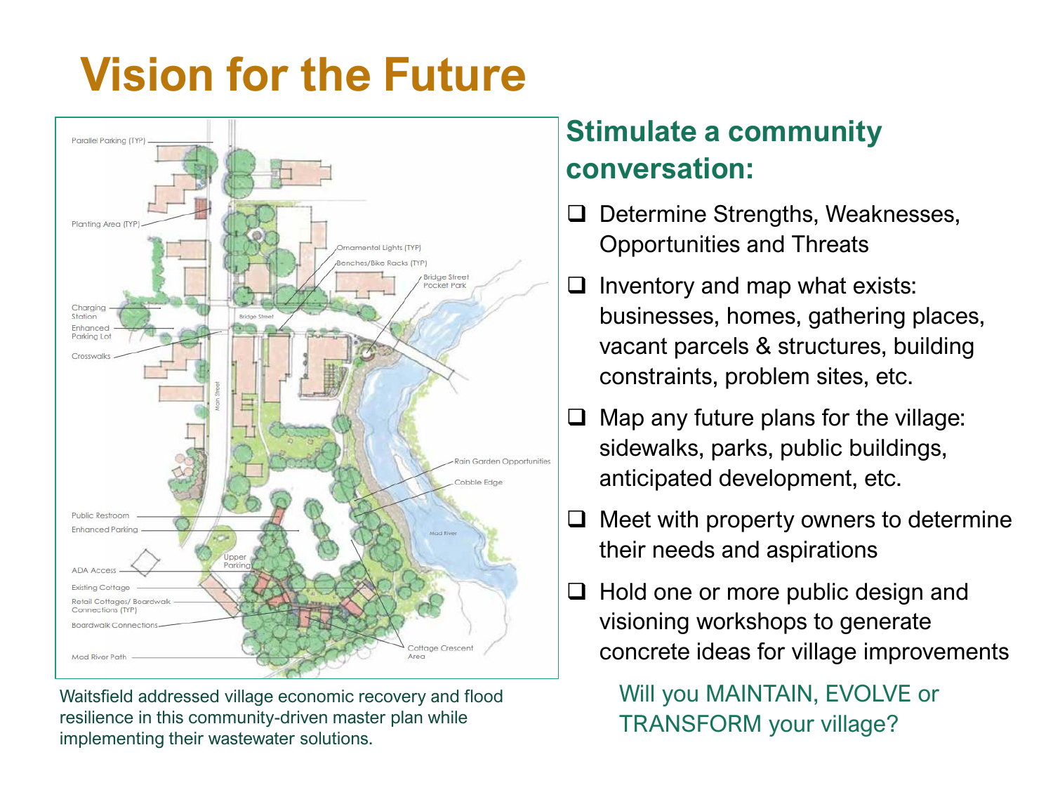# Vision for the Future

Waitsfield addressed village economic recovery and flood resilience in this community-driven master plan while implementing their wastewater solutions.

## Stimulate a community conversation:

- Determine Strengths, Weaknesses, Opportunities and Threats
- Inventory and map what exists: businesses, homes, gathering places, vacant parcels & structures, building constraints, problem sites, etc.
- Map any future plans for the village: sidewalks, parks, public buildings, anticipated development, etc.
- Meet with property owners to determine their needs and aspirations
- Hold one or more public design and visioning workshops to generate concrete ideas for village improvements

Will you MAINTAIN, EVOLVE or TRANSFORM your village?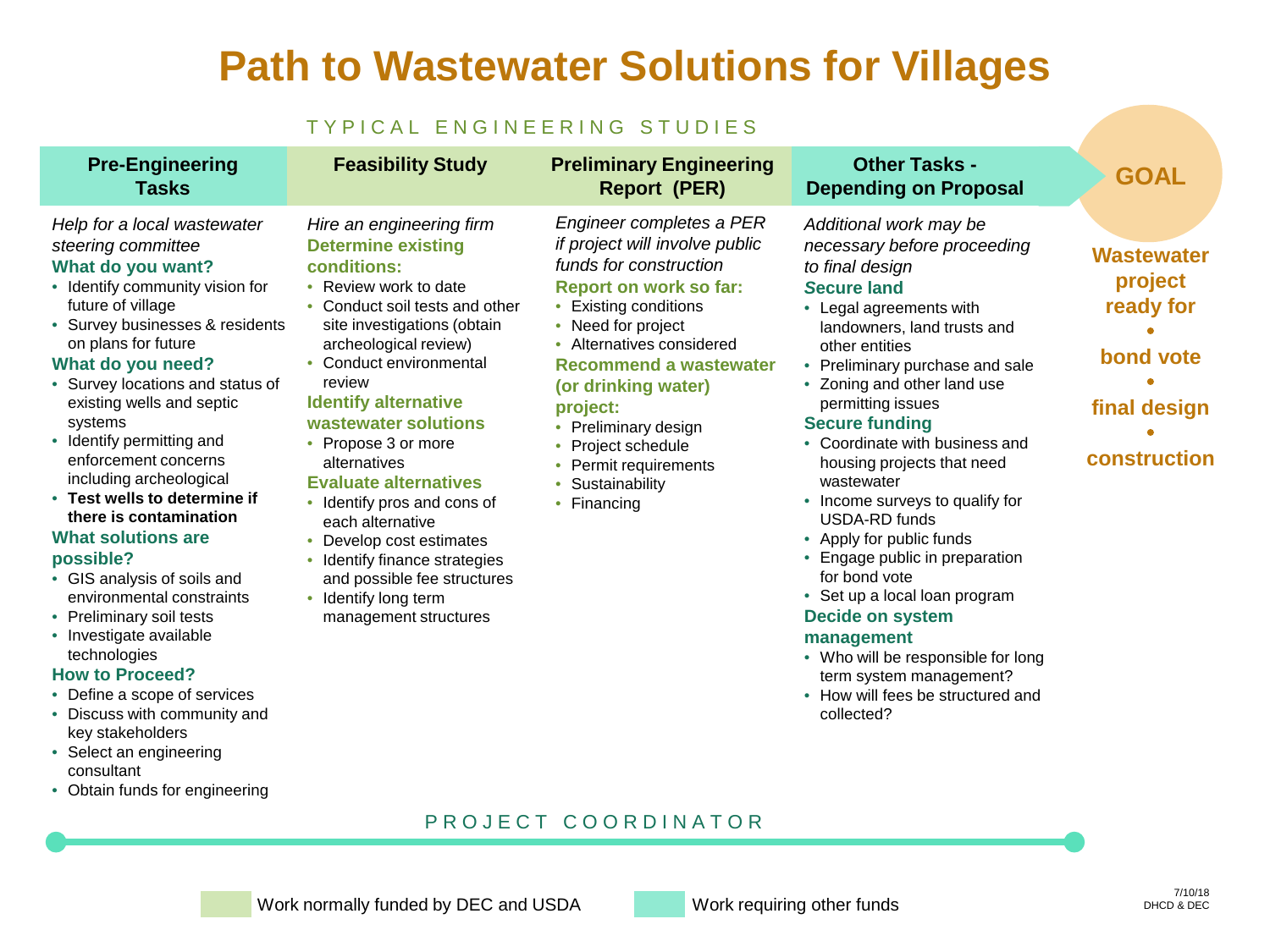# Path to Wastewater Solutions for Villages

TYPICAL ENGINEERING STUDIES

## Pre-Engineering Tasks

*Help for a local wastewater steering committee*

**What do you want?**

- Identify community vision for future of village
- Survey businesses & residents on plans for future

**What do you need?**

- Survey locations and status of existing wells and septic systems
- Identify permitting and enforcement concerns including archeological
- **Test wells to determine if there is contamination**

**What solutions are possible?**

- GIS analysis of soils and environmental constraints
- Preliminary soil tests
- Investigate available technologies

**How to Proceed?**

- Define a scope of services
- Discuss with community and key stakeholders
- Select an engineering consultant
- Obtain funds for engineering

## Feasibility Study

*Hire an engineering firm*

**Determine existing conditions:**

- Review work to date
- Conduct soil tests and other site investigations (obtain archeological review)
- Conduct environmental review

**Identify alternative wastewater solutions**

- Propose 3 or more alternatives

**Evaluate alternatives**

- Identify pros and cons of each alternative
- Develop cost estimates
- Identify finance strategies and possible fee structures
- Identify long term management structures

## Preliminary Engineering Report (PER)

*Engineer completes a PER if project will involve public funds for construction*

**Report on work so far:**

- Existing conditions
- Need for project
- Alternatives considered

**Recommend a wastewater (or drinking water) project:**

- Preliminary design
- Project schedule
- Permit requirements
- Sustainability
- Financing

## Other Tasks - Depending on Proposal

*Additional work may be necessary before proceeding to final design*

**Secure land**

- Legal agreements with landowners, land trusts and other entities
- Preliminary purchase and sale
- Zoning and other land use permitting issues

**Secure funding**

- Coordinate with business and housing projects that need wastewater
- Income surveys to qualify for USDA-RD funds
- Apply for public funds
- Engage public in preparation for bond vote
- Set up a local loan program

**Decide on system management**

- Who will be responsible for long term system management?
- How will fees be structured and collected?

## GOAL

**Wastewater project ready for**

- **bond vote**
- **final design**
- **construction**

PROJECT COORDINATOR

Legend:
- Work normally funded by DEC and USDA (Feasibility Study, Preliminary Engineering Report)
- Work requiring other funds (Pre-Engineering Tasks, Other Tasks)

7/10/18
DHCD & DEC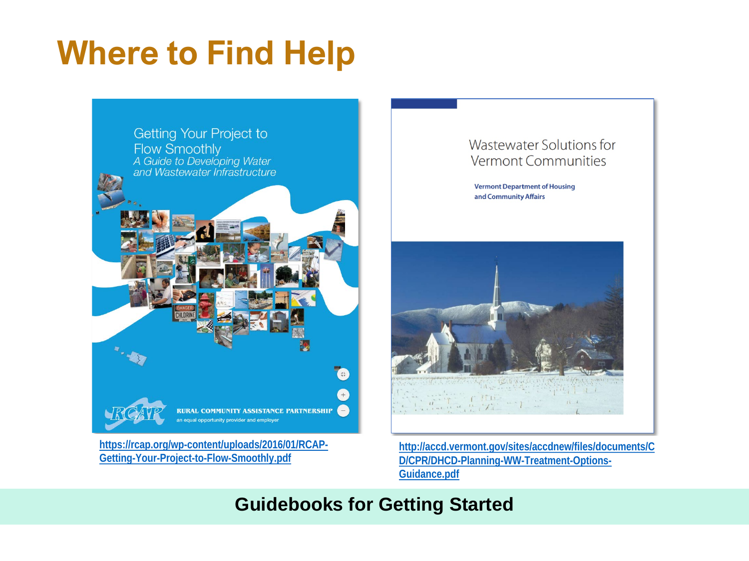# Where to Find Help

Getting Your Project to Flow Smoothly
*A Guide to Developing Water and Wastewater Infrastructure*

RCAP RURAL COMMUNITY ASSISTANCE PARTNERSHIP
an equal opportunity provider and employer

https://rcap.org/wp-content/uploads/2016/01/RCAP-Getting-Your-Project-to-Flow-Smoothly.pdf

Wastewater Solutions for Vermont Communities

**Vermont Department of Housing and Community Affairs**

http://accd.vermont.gov/sites/accdnew/files/documents/CD/CPR/DHCD-Planning-WW-Treatment-Options-Guidance.pdf

**Guidebooks for Getting Started**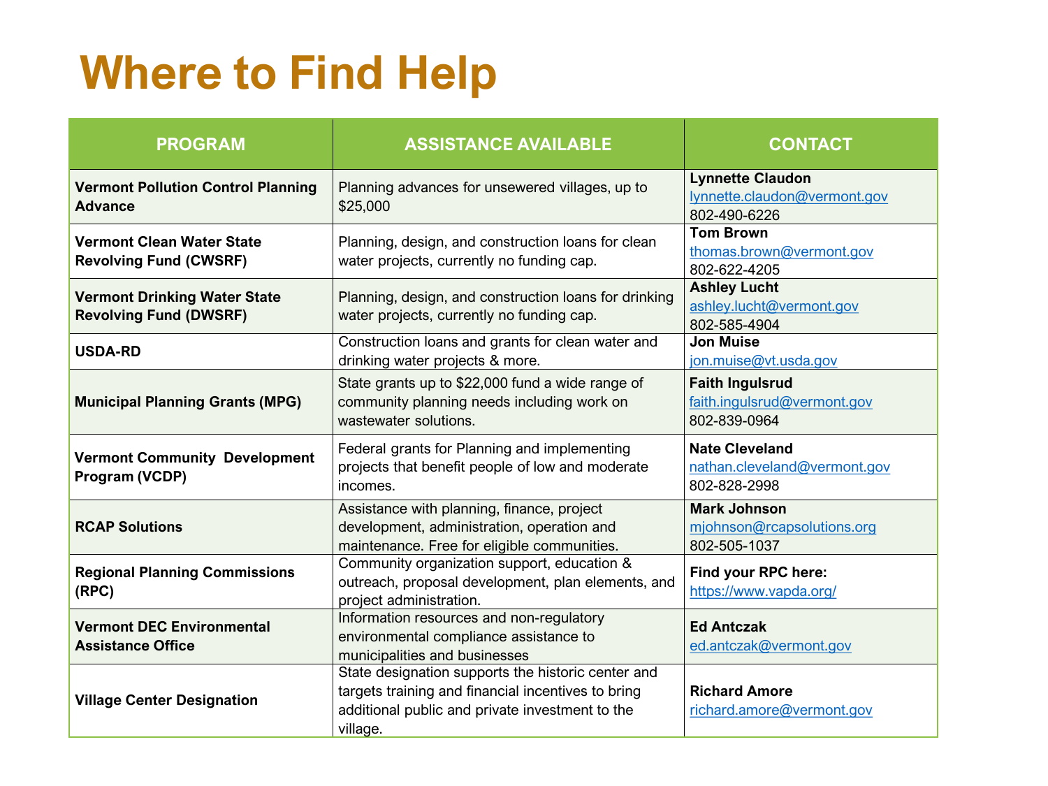# Where to Find Help

| PROGRAM | ASSISTANCE AVAILABLE | CONTACT |
| --- | --- | --- |
| **Vermont Pollution Control Planning Advance** | Planning advances for unsewered villages, up to $25,000 | **Lynnette Claudon** lynnette.claudon@vermont.gov 802-490-6226 |
| **Vermont Clean Water State Revolving Fund (CWSRF)** | Planning, design, and construction loans for clean water projects, currently no funding cap. | **Tom Brown** thomas.brown@vermont.gov 802-622-4205 |
| **Vermont Drinking Water State Revolving Fund (DWSRF)** | Planning, design, and construction loans for drinking water projects, currently no funding cap. | **Ashley Lucht** ashley.lucht@vermont.gov 802-585-4904 |
| **USDA-RD** | Construction loans and grants for clean water and drinking water projects & more. | **Jon Muise** jon.muise@vt.usda.gov |
| **Municipal Planning Grants (MPG)** | State grants up to $22,000 fund a wide range of community planning needs including work on wastewater solutions. | **Faith Ingulsrud** faith.ingulsrud@vermont.gov 802-839-0964 |
| **Vermont Community Development Program (VCDP)** | Federal grants for Planning and implementing projects that benefit people of low and moderate incomes. | **Nate Cleveland** nathan.cleveland@vermont.gov 802-828-2998 |
| **RCAP Solutions** | Assistance with planning, finance, project development, administration, operation and maintenance. Free for eligible communities. | **Mark Johnson** mjohnson@rcapsolutions.org 802-505-1037 |
| **Regional Planning Commissions (RPC)** | Community organization support, education & outreach, proposal development, plan elements, and project administration. | **Find your RPC here:** https://www.vapda.org/ |
| **Vermont DEC Environmental Assistance Office** | Information resources and non-regulatory environmental compliance assistance to municipalities and businesses | **Ed Antczak** ed.antczak@vermont.gov |
| **Village Center Designation** | State designation supports the historic center and targets training and financial incentives to bring additional public and private investment to the village. | **Richard Amore** richard.amore@vermont.gov |